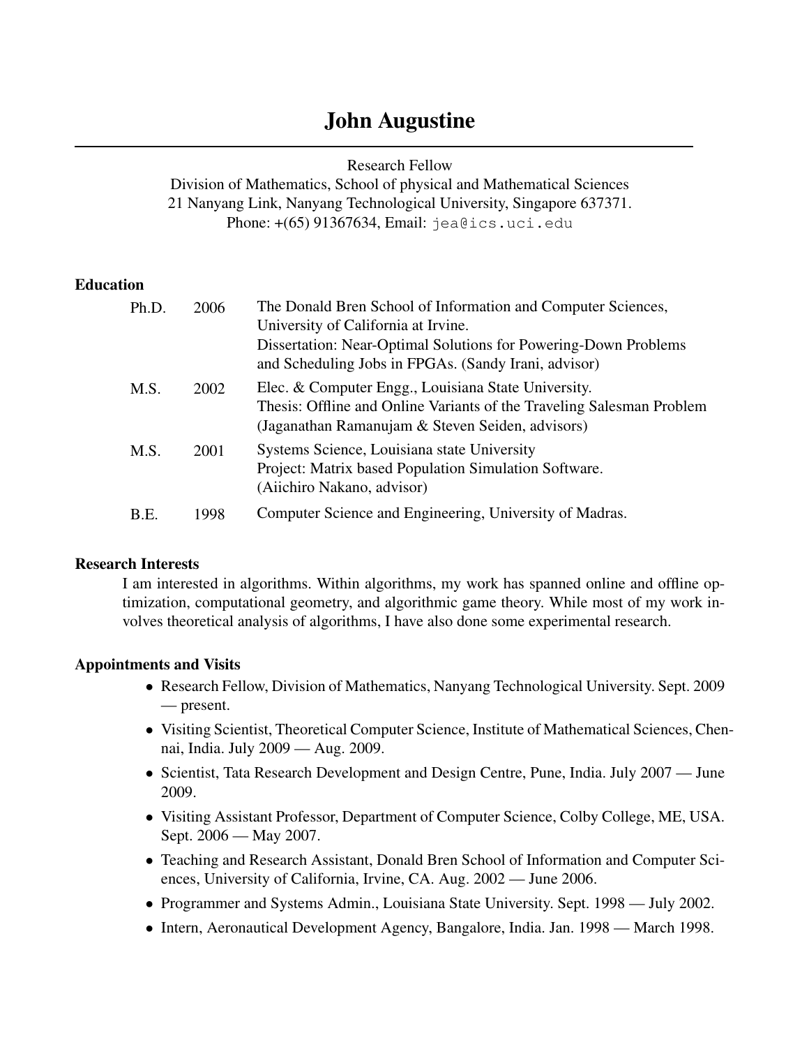# John Augustine

Research Fellow
Division of Mathematics, School of physical and Mathematical Sciences
21 Nanyang Link, Nanyang Technological University, Singapore 637371.
Phone: +(65) 91367634, Email: `jea@ics.uci.edu`

## Education

| | | |
|---|---|---|
| Ph.D. | 2006 | The Donald Bren School of Information and Computer Sciences, University of California at Irvine. Dissertation: Near-Optimal Solutions for Powering-Down Problems and Scheduling Jobs in FPGAs. (Sandy Irani, advisor) |
| M.S. | 2002 | Elec. & Computer Engg., Louisiana State University. Thesis: Offline and Online Variants of the Traveling Salesman Problem (Jaganathan Ramanujam & Steven Seiden, advisors) |
| M.S. | 2001 | Systems Science, Louisiana state University Project: Matrix based Population Simulation Software. (Aiichiro Nakano, advisor) |
| B.E. | 1998 | Computer Science and Engineering, University of Madras. |

## Research Interests

I am interested in algorithms. Within algorithms, my work has spanned online and offline optimization, computational geometry, and algorithmic game theory. While most of my work involves theoretical analysis of algorithms, I have also done some experimental research.

## Appointments and Visits

- Research Fellow, Division of Mathematics, Nanyang Technological University. Sept. 2009 — present.
- Visiting Scientist, Theoretical Computer Science, Institute of Mathematical Sciences, Chennai, India. July 2009 — Aug. 2009.
- Scientist, Tata Research Development and Design Centre, Pune, India. July 2007 — June 2009.
- Visiting Assistant Professor, Department of Computer Science, Colby College, ME, USA. Sept. 2006 — May 2007.
- Teaching and Research Assistant, Donald Bren School of Information and Computer Sciences, University of California, Irvine, CA. Aug. 2002 — June 2006.
- Programmer and Systems Admin., Louisiana State University. Sept. 1998 — July 2002.
- Intern, Aeronautical Development Agency, Bangalore, India. Jan. 1998 — March 1998.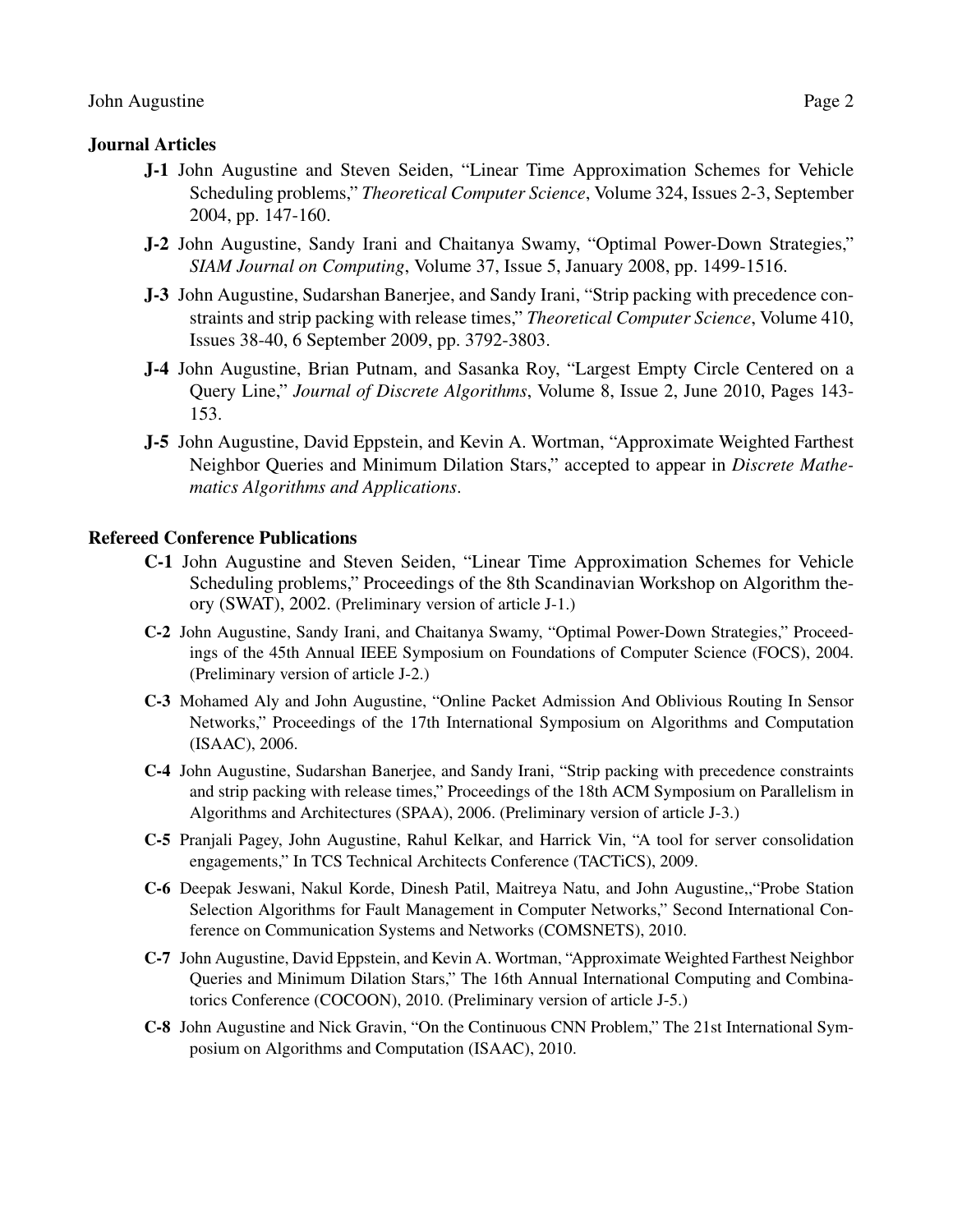## Journal Articles

- **J-1** John Augustine and Steven Seiden, "Linear Time Approximation Schemes for Vehicle Scheduling problems," *Theoretical Computer Science*, Volume 324, Issues 2-3, September 2004, pp. 147-160.
- **J-2** John Augustine, Sandy Irani and Chaitanya Swamy, "Optimal Power-Down Strategies," *SIAM Journal on Computing*, Volume 37, Issue 5, January 2008, pp. 1499-1516.
- **J-3** John Augustine, Sudarshan Banerjee, and Sandy Irani, "Strip packing with precedence constraints and strip packing with release times," *Theoretical Computer Science*, Volume 410, Issues 38-40, 6 September 2009, pp. 3792-3803.
- **J-4** John Augustine, Brian Putnam, and Sasanka Roy, "Largest Empty Circle Centered on a Query Line," *Journal of Discrete Algorithms*, Volume 8, Issue 2, June 2010, Pages 143-153.
- **J-5** John Augustine, David Eppstein, and Kevin A. Wortman, "Approximate Weighted Farthest Neighbor Queries and Minimum Dilation Stars," accepted to appear in *Discrete Mathematics Algorithms and Applications*.

## Refereed Conference Publications

- **C-1** John Augustine and Steven Seiden, "Linear Time Approximation Schemes for Vehicle Scheduling problems," Proceedings of the 8th Scandinavian Workshop on Algorithm theory (SWAT), 2002. (Preliminary version of article J-1.)
- **C-2** John Augustine, Sandy Irani, and Chaitanya Swamy, "Optimal Power-Down Strategies," Proceedings of the 45th Annual IEEE Symposium on Foundations of Computer Science (FOCS), 2004. (Preliminary version of article J-2.)
- **C-3** Mohamed Aly and John Augustine, "Online Packet Admission And Oblivious Routing In Sensor Networks," Proceedings of the 17th International Symposium on Algorithms and Computation (ISAAC), 2006.
- **C-4** John Augustine, Sudarshan Banerjee, and Sandy Irani, "Strip packing with precedence constraints and strip packing with release times," Proceedings of the 18th ACM Symposium on Parallelism in Algorithms and Architectures (SPAA), 2006. (Preliminary version of article J-3.)
- **C-5** Pranjali Pagey, John Augustine, Rahul Kelkar, and Harrick Vin, "A tool for server consolidation engagements," In TCS Technical Architects Conference (TACTiCS), 2009.
- **C-6** Deepak Jeswani, Nakul Korde, Dinesh Patil, Maitreya Natu, and John Augustine,,"Probe Station Selection Algorithms for Fault Management in Computer Networks," Second International Conference on Communication Systems and Networks (COMSNETS), 2010.
- **C-7** John Augustine, David Eppstein, and Kevin A. Wortman, "Approximate Weighted Farthest Neighbor Queries and Minimum Dilation Stars," The 16th Annual International Computing and Combinatorics Conference (COCOON), 2010. (Preliminary version of article J-5.)
- **C-8** John Augustine and Nick Gravin, "On the Continuous CNN Problem," The 21st International Symposium on Algorithms and Computation (ISAAC), 2010.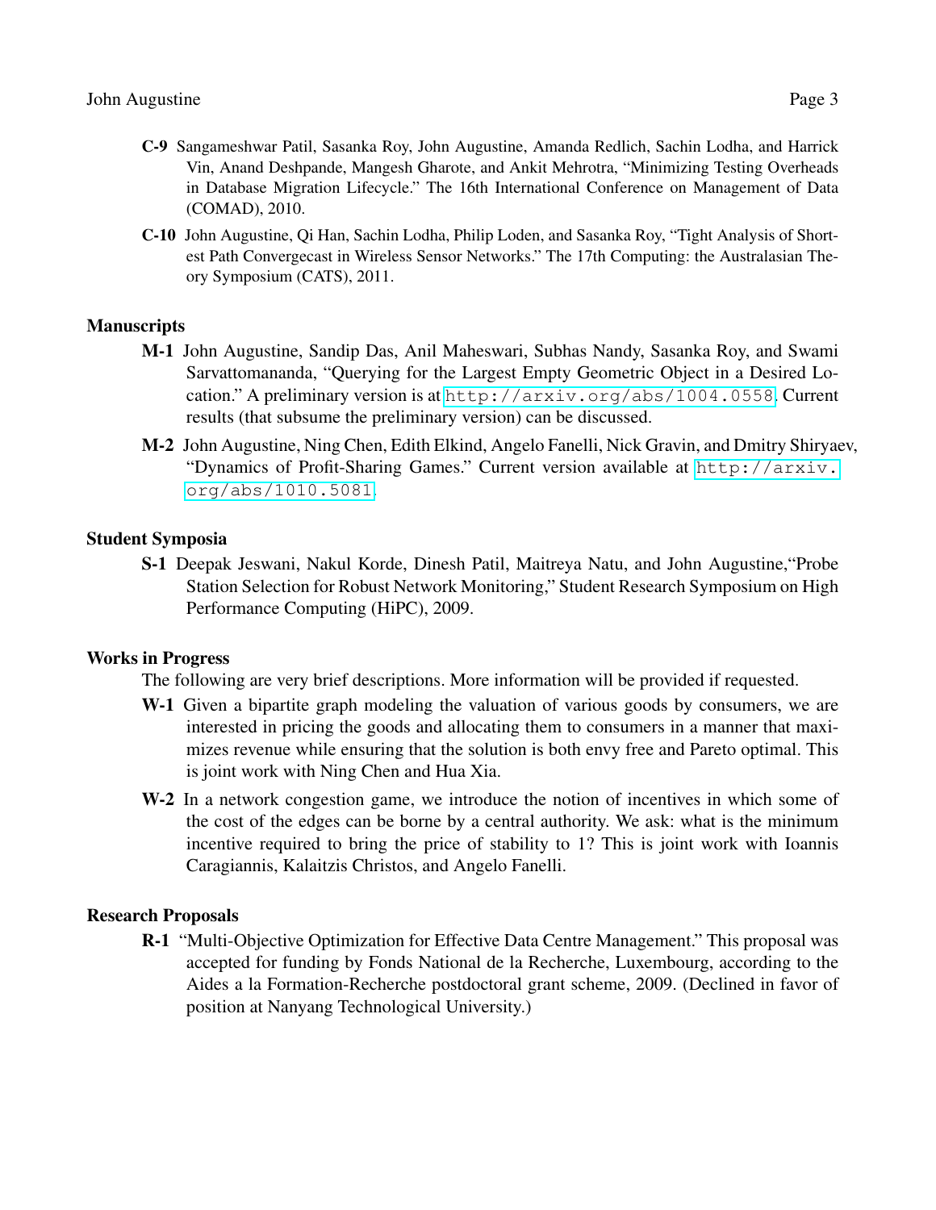**C-9** Sangameshwar Patil, Sasanka Roy, John Augustine, Amanda Redlich, Sachin Lodha, and Harrick Vin, Anand Deshpande, Mangesh Gharote, and Ankit Mehrotra, "Minimizing Testing Overheads in Database Migration Lifecycle." The 16th International Conference on Management of Data (COMAD), 2010.

**C-10** John Augustine, Qi Han, Sachin Lodha, Philip Loden, and Sasanka Roy, "Tight Analysis of Shortest Path Convergecast in Wireless Sensor Networks." The 17th Computing: the Australasian Theory Symposium (CATS), 2011.

## Manuscripts

**M-1** John Augustine, Sandip Das, Anil Maheswari, Subhas Nandy, Sasanka Roy, and Swami Sarvattomananda, "Querying for the Largest Empty Geometric Object in a Desired Location." A preliminary version is at http://arxiv.org/abs/1004.0558. Current results (that subsume the preliminary version) can be discussed.

**M-2** John Augustine, Ning Chen, Edith Elkind, Angelo Fanelli, Nick Gravin, and Dmitry Shiryaev, "Dynamics of Profit-Sharing Games." Current version available at http://arxiv.org/abs/1010.5081.

## Student Symposia

**S-1** Deepak Jeswani, Nakul Korde, Dinesh Patil, Maitreya Natu, and John Augustine,"Probe Station Selection for Robust Network Monitoring," Student Research Symposium on High Performance Computing (HiPC), 2009.

## Works in Progress

The following are very brief descriptions. More information will be provided if requested.

**W-1** Given a bipartite graph modeling the valuation of various goods by consumers, we are interested in pricing the goods and allocating them to consumers in a manner that maximizes revenue while ensuring that the solution is both envy free and Pareto optimal. This is joint work with Ning Chen and Hua Xia.

**W-2** In a network congestion game, we introduce the notion of incentives in which some of the cost of the edges can be borne by a central authority. We ask: what is the minimum incentive required to bring the price of stability to 1? This is joint work with Ioannis Caragiannis, Kalaitzis Christos, and Angelo Fanelli.

## Research Proposals

**R-1** "Multi-Objective Optimization for Effective Data Centre Management." This proposal was accepted for funding by Fonds National de la Recherche, Luxembourg, according to the Aides a la Formation-Recherche postdoctoral grant scheme, 2009. (Declined in favor of position at Nanyang Technological University.)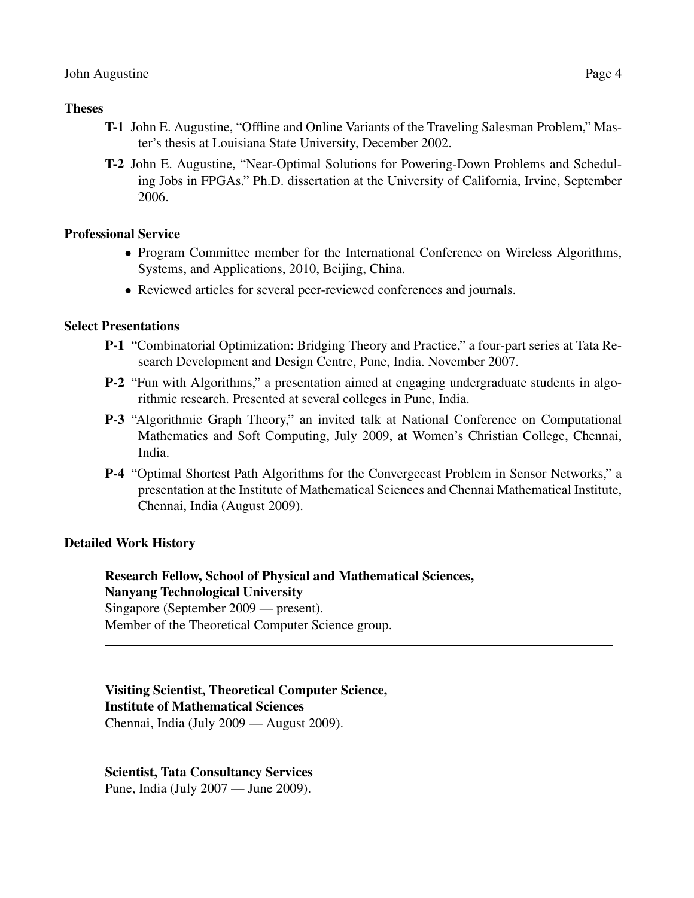## Theses

**T-1** John E. Augustine, "Offline and Online Variants of the Traveling Salesman Problem," Master's thesis at Louisiana State University, December 2002.

**T-2** John E. Augustine, "Near-Optimal Solutions for Powering-Down Problems and Scheduling Jobs in FPGAs." Ph.D. dissertation at the University of California, Irvine, September 2006.

## Professional Service

- Program Committee member for the International Conference on Wireless Algorithms, Systems, and Applications, 2010, Beijing, China.
- Reviewed articles for several peer-reviewed conferences and journals.

## Select Presentations

**P-1** "Combinatorial Optimization: Bridging Theory and Practice," a four-part series at Tata Research Development and Design Centre, Pune, India. November 2007.

**P-2** "Fun with Algorithms," a presentation aimed at engaging undergraduate students in algorithmic research. Presented at several colleges in Pune, India.

**P-3** "Algorithmic Graph Theory," an invited talk at National Conference on Computational Mathematics and Soft Computing, July 2009, at Women's Christian College, Chennai, India.

**P-4** "Optimal Shortest Path Algorithms for the Convergecast Problem in Sensor Networks," a presentation at the Institute of Mathematical Sciences and Chennai Mathematical Institute, Chennai, India (August 2009).

## Detailed Work History

**Research Fellow, School of Physical and Mathematical Sciences,**
**Nanyang Technological University**
Singapore (September 2009 — present).
Member of the Theoretical Computer Science group.

---

**Visiting Scientist, Theoretical Computer Science,**
**Institute of Mathematical Sciences**
Chennai, India (July 2009 — August 2009).

---

**Scientist, Tata Consultancy Services**
Pune, India (July 2007 — June 2009).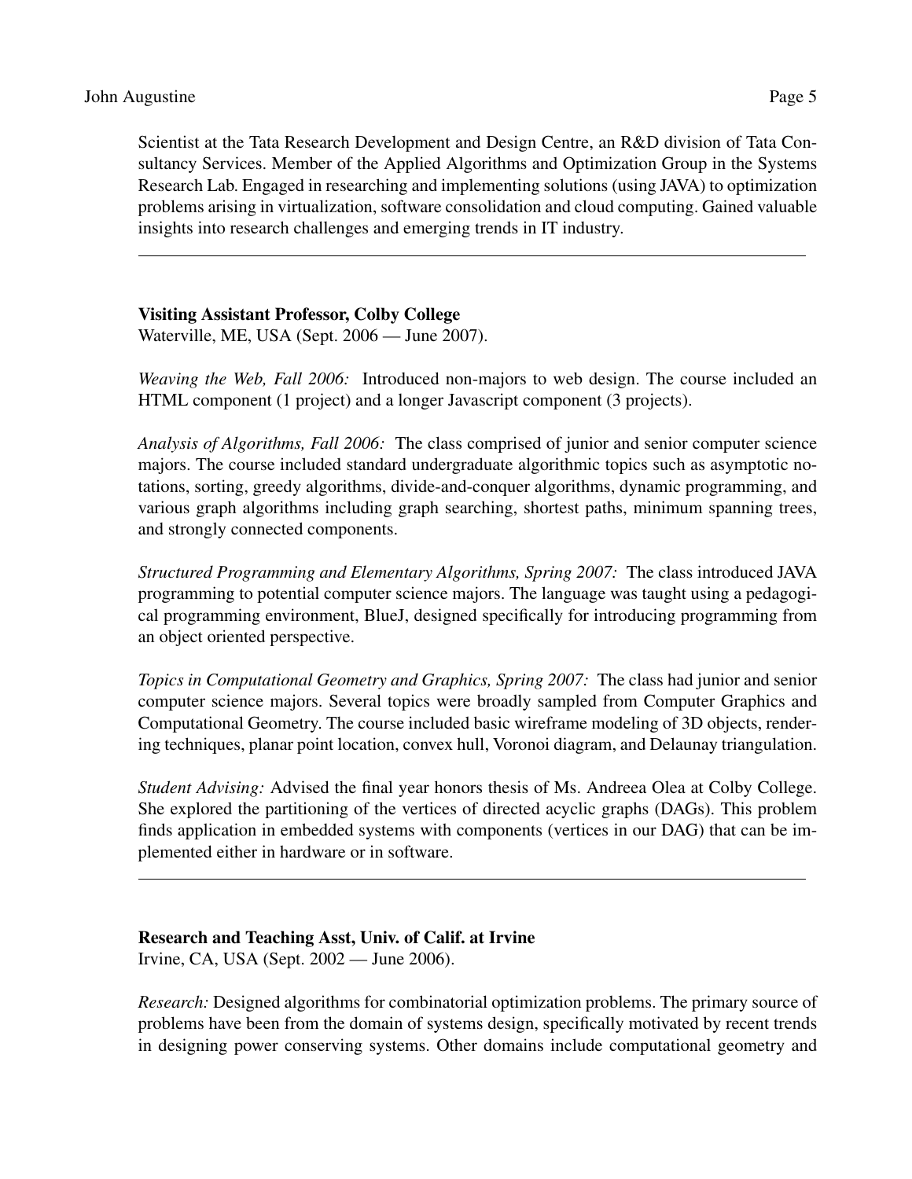Scientist at the Tata Research Development and Design Centre, an R&D division of Tata Consultancy Services. Member of the Applied Algorithms and Optimization Group in the Systems Research Lab. Engaged in researching and implementing solutions (using JAVA) to optimization problems arising in virtualization, software consolidation and cloud computing. Gained valuable insights into research challenges and emerging trends in IT industry.

---

**Visiting Assistant Professor, Colby College**
Waterville, ME, USA (Sept. 2006 — June 2007).

*Weaving the Web, Fall 2006:* Introduced non-majors to web design. The course included an HTML component (1 project) and a longer Javascript component (3 projects).

*Analysis of Algorithms, Fall 2006:* The class comprised of junior and senior computer science majors. The course included standard undergraduate algorithmic topics such as asymptotic notations, sorting, greedy algorithms, divide-and-conquer algorithms, dynamic programming, and various graph algorithms including graph searching, shortest paths, minimum spanning trees, and strongly connected components.

*Structured Programming and Elementary Algorithms, Spring 2007:* The class introduced JAVA programming to potential computer science majors. The language was taught using a pedagogical programming environment, BlueJ, designed specifically for introducing programming from an object oriented perspective.

*Topics in Computational Geometry and Graphics, Spring 2007:* The class had junior and senior computer science majors. Several topics were broadly sampled from Computer Graphics and Computational Geometry. The course included basic wireframe modeling of 3D objects, rendering techniques, planar point location, convex hull, Voronoi diagram, and Delaunay triangulation.

*Student Advising:* Advised the final year honors thesis of Ms. Andreea Olea at Colby College. She explored the partitioning of the vertices of directed acyclic graphs (DAGs). This problem finds application in embedded systems with components (vertices in our DAG) that can be implemented either in hardware or in software.

---

**Research and Teaching Asst, Univ. of Calif. at Irvine**
Irvine, CA, USA (Sept. 2002 — June 2006).

*Research:* Designed algorithms for combinatorial optimization problems. The primary source of problems have been from the domain of systems design, specifically motivated by recent trends in designing power conserving systems. Other domains include computational geometry and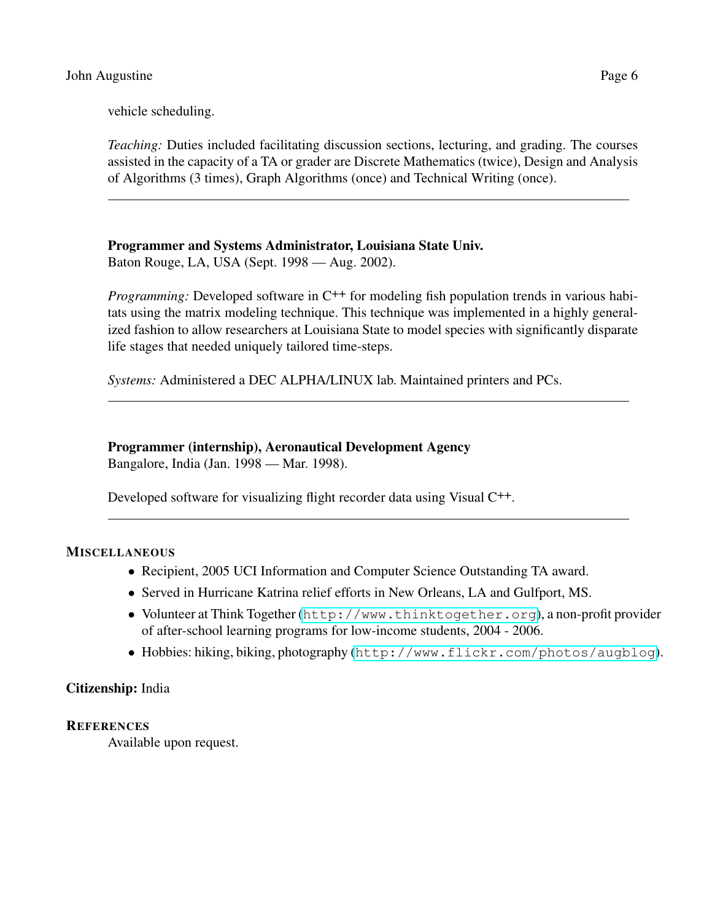vehicle scheduling.

*Teaching:* Duties included facilitating discussion sections, lecturing, and grading. The courses assisted in the capacity of a TA or grader are Discrete Mathematics (twice), Design and Analysis of Algorithms (3 times), Graph Algorithms (once) and Technical Writing (once).

---

**Programmer and Systems Administrator, Louisiana State Univ.**
Baton Rouge, LA, USA (Sept. 1998 — Aug. 2002).

*Programming:* Developed software in C++ for modeling fish population trends in various habitats using the matrix modeling technique. This technique was implemented in a highly generalized fashion to allow researchers at Louisiana State to model species with significantly disparate life stages that needed uniquely tailored time-steps.

*Systems:* Administered a DEC ALPHA/LINUX lab. Maintained printers and PCs.

---

**Programmer (internship), Aeronautical Development Agency**
Bangalore, India (Jan. 1998 — Mar. 1998).

Developed software for visualizing flight recorder data using Visual C++.

---

## Miscellaneous

- Recipient, 2005 UCI Information and Computer Science Outstanding TA award.
- Served in Hurricane Katrina relief efforts in New Orleans, LA and Gulfport, MS.
- Volunteer at Think Together (http://www.thinktogether.org), a non-profit provider of after-school learning programs for low-income students, 2004 - 2006.
- Hobbies: hiking, biking, photography (http://www.flickr.com/photos/augblog).

**Citizenship:** India

## References

Available upon request.